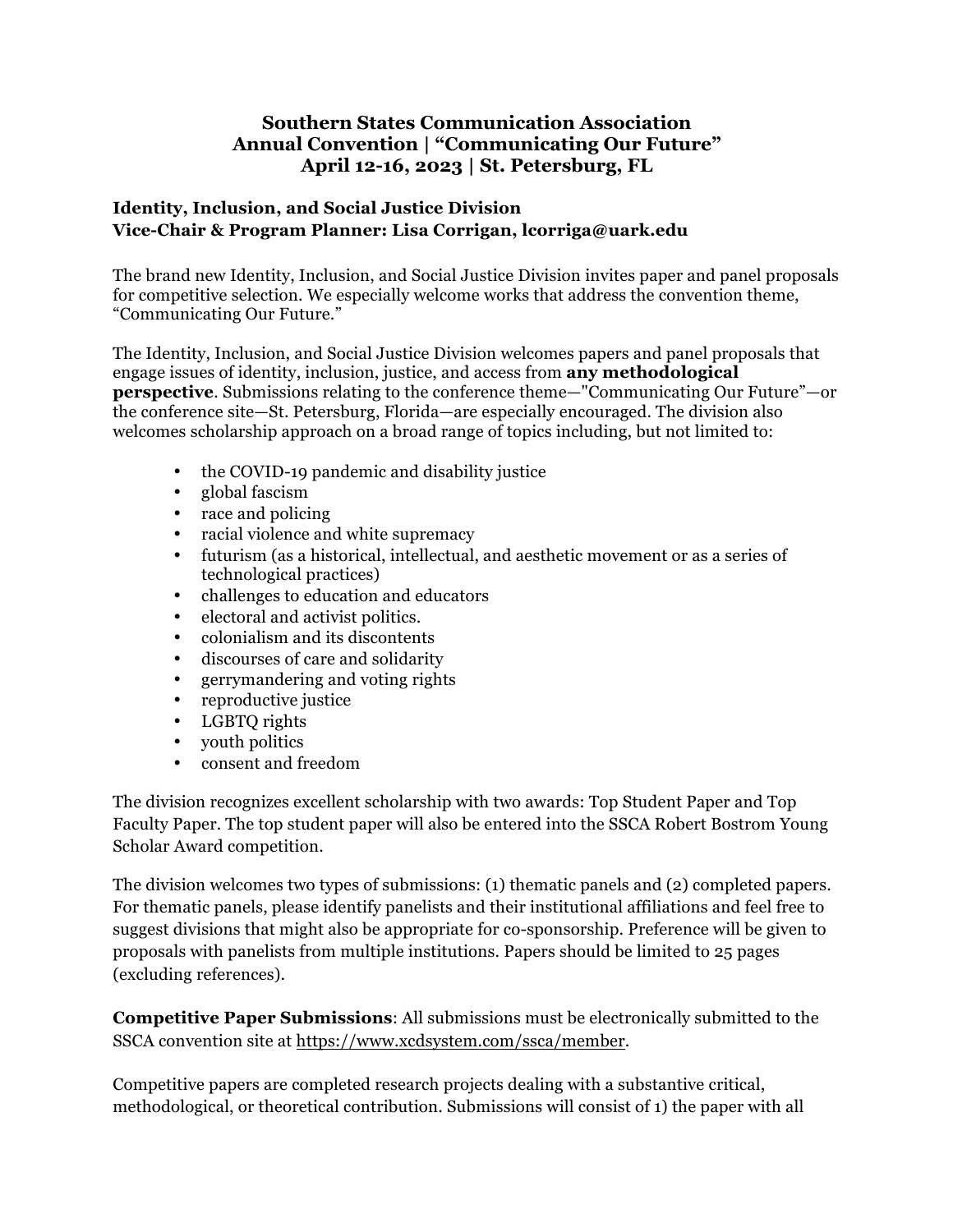# Southern States Communication Association
# Annual Convention | "Communicating Our Future"
# April 12-16, 2023 | St. Petersburg, FL

## Identity, Inclusion, and Social Justice Division
## Vice-Chair & Program Planner: Lisa Corrigan, lcorriga@uark.edu

The brand new Identity, Inclusion, and Social Justice Division invites paper and panel proposals for competitive selection. We especially welcome works that address the convention theme, "Communicating Our Future."

The Identity, Inclusion, and Social Justice Division welcomes papers and panel proposals that engage issues of identity, inclusion, justice, and access from **any methodological perspective**. Submissions relating to the conference theme—"Communicating Our Future"—or the conference site—St. Petersburg, Florida—are especially encouraged. The division also welcomes scholarship approach on a broad range of topics including, but not limited to:

- the COVID-19 pandemic and disability justice
- global fascism
- race and policing
- racial violence and white supremacy
- futurism (as a historical, intellectual, and aesthetic movement or as a series of technological practices)
- challenges to education and educators
- electoral and activist politics.
- colonialism and its discontents
- discourses of care and solidarity
- gerrymandering and voting rights
- reproductive justice
- LGBTQ rights
- youth politics
- consent and freedom

The division recognizes excellent scholarship with two awards: Top Student Paper and Top Faculty Paper. The top student paper will also be entered into the SSCA Robert Bostrom Young Scholar Award competition.

The division welcomes two types of submissions: (1) thematic panels and (2) completed papers. For thematic panels, please identify panelists and their institutional affiliations and feel free to suggest divisions that might also be appropriate for co-sponsorship. Preference will be given to proposals with panelists from multiple institutions. Papers should be limited to 25 pages (excluding references).

**Competitive Paper Submissions**: All submissions must be electronically submitted to the SSCA convention site at https://www.xcdsystem.com/ssca/member.

Competitive papers are completed research projects dealing with a substantive critical, methodological, or theoretical contribution. Submissions will consist of 1) the paper with all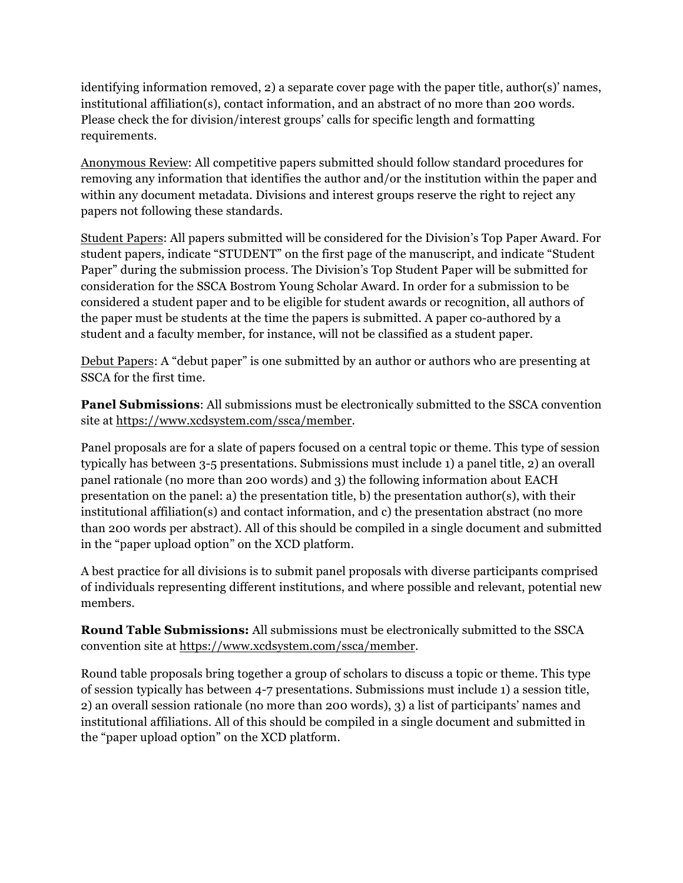identifying information removed, 2) a separate cover page with the paper title, author(s)' names, institutional affiliation(s), contact information, and an abstract of no more than 200 words. Please check the for division/interest groups' calls for specific length and formatting requirements.

Anonymous Review: All competitive papers submitted should follow standard procedures for removing any information that identifies the author and/or the institution within the paper and within any document metadata. Divisions and interest groups reserve the right to reject any papers not following these standards.

Student Papers: All papers submitted will be considered for the Division's Top Paper Award. For student papers, indicate "STUDENT" on the first page of the manuscript, and indicate "Student Paper" during the submission process. The Division's Top Student Paper will be submitted for consideration for the SSCA Bostrom Young Scholar Award. In order for a submission to be considered a student paper and to be eligible for student awards or recognition, all authors of the paper must be students at the time the papers is submitted. A paper co-authored by a student and a faculty member, for instance, will not be classified as a student paper.

Debut Papers: A "debut paper" is one submitted by an author or authors who are presenting at SSCA for the first time.

**Panel Submissions**: All submissions must be electronically submitted to the SSCA convention site at https://www.xcdsystem.com/ssca/member.

Panel proposals are for a slate of papers focused on a central topic or theme. This type of session typically has between 3-5 presentations. Submissions must include 1) a panel title, 2) an overall panel rationale (no more than 200 words) and 3) the following information about EACH presentation on the panel: a) the presentation title, b) the presentation author(s), with their institutional affiliation(s) and contact information, and c) the presentation abstract (no more than 200 words per abstract). All of this should be compiled in a single document and submitted in the "paper upload option" on the XCD platform.

A best practice for all divisions is to submit panel proposals with diverse participants comprised of individuals representing different institutions, and where possible and relevant, potential new members.

**Round Table Submissions:** All submissions must be electronically submitted to the SSCA convention site at https://www.xcdsystem.com/ssca/member.

Round table proposals bring together a group of scholars to discuss a topic or theme. This type of session typically has between 4-7 presentations. Submissions must include 1) a session title, 2) an overall session rationale (no more than 200 words), 3) a list of participants' names and institutional affiliations. All of this should be compiled in a single document and submitted in the "paper upload option" on the XCD platform.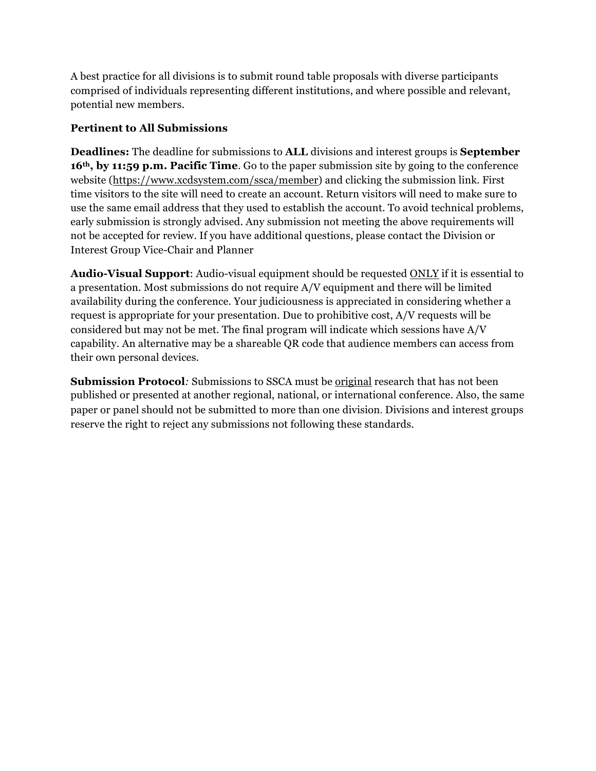A best practice for all divisions is to submit round table proposals with diverse participants comprised of individuals representing different institutions, and where possible and relevant, potential new members.

**Pertinent to All Submissions**

**Deadlines:** The deadline for submissions to **ALL** divisions and interest groups is **September 16th, by 11:59 p.m. Pacific Time**. Go to the paper submission site by going to the conference website (https://www.xcdsystem.com/ssca/member) and clicking the submission link. First time visitors to the site will need to create an account. Return visitors will need to make sure to use the same email address that they used to establish the account. To avoid technical problems, early submission is strongly advised. Any submission not meeting the above requirements will not be accepted for review. If you have additional questions, please contact the Division or Interest Group Vice-Chair and Planner

**Audio-Visual Support**: Audio-visual equipment should be requested ONLY if it is essential to a presentation. Most submissions do not require A/V equipment and there will be limited availability during the conference. Your judiciousness is appreciated in considering whether a request is appropriate for your presentation. Due to prohibitive cost, A/V requests will be considered but may not be met. The final program will indicate which sessions have A/V capability. An alternative may be a shareable QR code that audience members can access from their own personal devices.

**Submission Protocol***:* Submissions to SSCA must be original research that has not been published or presented at another regional, national, or international conference. Also, the same paper or panel should not be submitted to more than one division. Divisions and interest groups reserve the right to reject any submissions not following these standards.